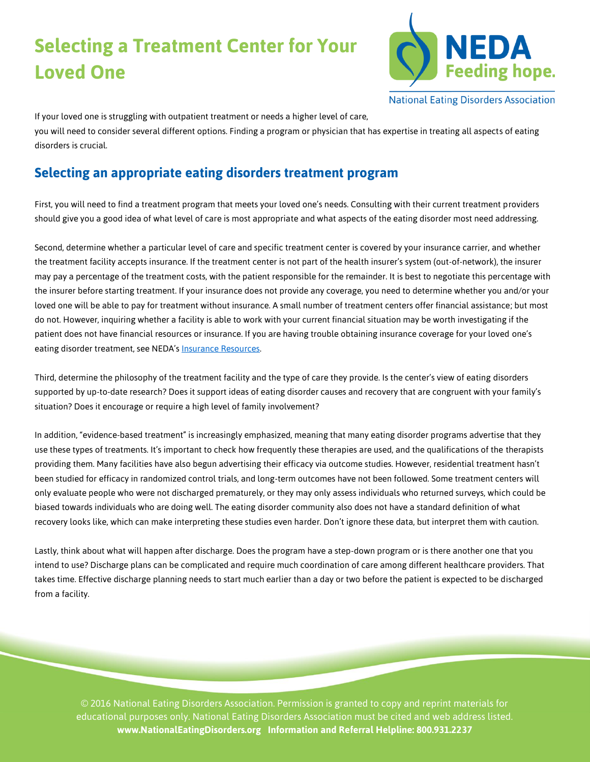# Selecting a Treatment Center for Your Loved One

NEDA Feeding hope.

National Eating Disorders Association

If your loved one is struggling with outpatient treatment or needs a higher level of care, you will need to consider several different options. Finding a program or physician that has expertise in treating all aspects of eating disorders is crucial.

## Selecting an appropriate eating disorders treatment program

First, you will need to find a treatment program that meets your loved one's needs. Consulting with their current treatment providers should give you a good idea of what level of care is most appropriate and what aspects of the eating disorder most need addressing.

Second, determine whether a particular level of care and specific treatment center is covered by your insurance carrier, and whether the treatment facility accepts insurance. If the treatment center is not part of the health insurer's system (out-of-network), the insurer may pay a percentage of the treatment costs, with the patient responsible for the remainder. It is best to negotiate this percentage with the insurer before starting treatment. If your insurance does not provide any coverage, you need to determine whether you and/or your loved one will be able to pay for treatment without insurance. A small number of treatment centers offer financial assistance; but most do not. However, inquiring whether a facility is able to work with your current financial situation may be worth investigating if the patient does not have financial resources or insurance. If you are having trouble obtaining insurance coverage for your loved one's eating disorder treatment, see NEDA's Insurance Resources.

Third, determine the philosophy of the treatment facility and the type of care they provide. Is the center's view of eating disorders supported by up-to-date research? Does it support ideas of eating disorder causes and recovery that are congruent with your family's situation? Does it encourage or require a high level of family involvement?

In addition, "evidence-based treatment" is increasingly emphasized, meaning that many eating disorder programs advertise that they use these types of treatments. It's important to check how frequently these therapies are used, and the qualifications of the therapists providing them. Many facilities have also begun advertising their efficacy via outcome studies. However, residential treatment hasn't been studied for efficacy in randomized control trials, and long-term outcomes have not been followed. Some treatment centers will only evaluate people who were not discharged prematurely, or they may only assess individuals who returned surveys, which could be biased towards individuals who are doing well. The eating disorder community also does not have a standard definition of what recovery looks like, which can make interpreting these studies even harder. Don't ignore these data, but interpret them with caution.

Lastly, think about what will happen after discharge. Does the program have a step-down program or is there another one that you intend to use? Discharge plans can be complicated and require much coordination of care among different healthcare providers. That takes time. Effective discharge planning needs to start much earlier than a day or two before the patient is expected to be discharged from a facility.

© 2016 National Eating Disorders Association. Permission is granted to copy and reprint materials for educational purposes only. National Eating Disorders Association must be cited and web address listed.
**www.NationalEatingDisorders.org Information and Referral Helpline: 800.931.2237**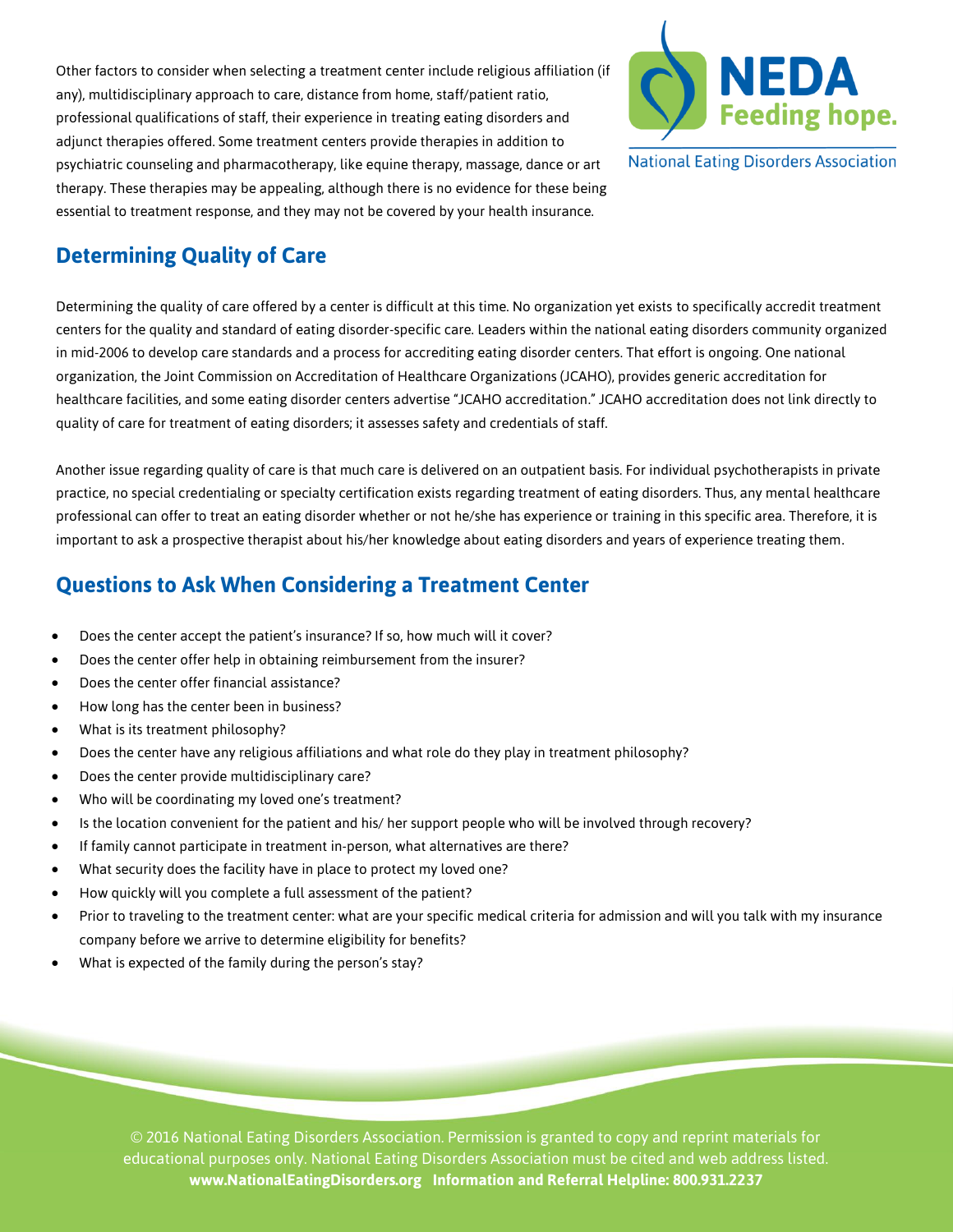Other factors to consider when selecting a treatment center include religious affiliation (if any), multidisciplinary approach to care, distance from home, staff/patient ratio, professional qualifications of staff, their experience in treating eating disorders and adjunct therapies offered. Some treatment centers provide therapies in addition to psychiatric counseling and pharmacotherapy, like equine therapy, massage, dance or art therapy. These therapies may be appealing, although there is no evidence for these being essential to treatment response, and they may not be covered by your health insurance.

## Determining Quality of Care

Determining the quality of care offered by a center is difficult at this time. No organization yet exists to specifically accredit treatment centers for the quality and standard of eating disorder-specific care. Leaders within the national eating disorders community organized in mid-2006 to develop care standards and a process for accrediting eating disorder centers. That effort is ongoing. One national organization, the Joint Commission on Accreditation of Healthcare Organizations (JCAHO), provides generic accreditation for healthcare facilities, and some eating disorder centers advertise "JCAHO accreditation." JCAHO accreditation does not link directly to quality of care for treatment of eating disorders; it assesses safety and credentials of staff.

Another issue regarding quality of care is that much care is delivered on an outpatient basis. For individual psychotherapists in private practice, no special credentialing or specialty certification exists regarding treatment of eating disorders. Thus, any mental healthcare professional can offer to treat an eating disorder whether or not he/she has experience or training in this specific area. Therefore, it is important to ask a prospective therapist about his/her knowledge about eating disorders and years of experience treating them.

## Questions to Ask When Considering a Treatment Center

- Does the center accept the patient's insurance? If so, how much will it cover?
- Does the center offer help in obtaining reimbursement from the insurer?
- Does the center offer financial assistance?
- How long has the center been in business?
- What is its treatment philosophy?
- Does the center have any religious affiliations and what role do they play in treatment philosophy?
- Does the center provide multidisciplinary care?
- Who will be coordinating my loved one's treatment?
- Is the location convenient for the patient and his/ her support people who will be involved through recovery?
- If family cannot participate in treatment in-person, what alternatives are there?
- What security does the facility have in place to protect my loved one?
- How quickly will you complete a full assessment of the patient?
- Prior to traveling to the treatment center: what are your specific medical criteria for admission and will you talk with my insurance company before we arrive to determine eligibility for benefits?
- What is expected of the family during the person's stay?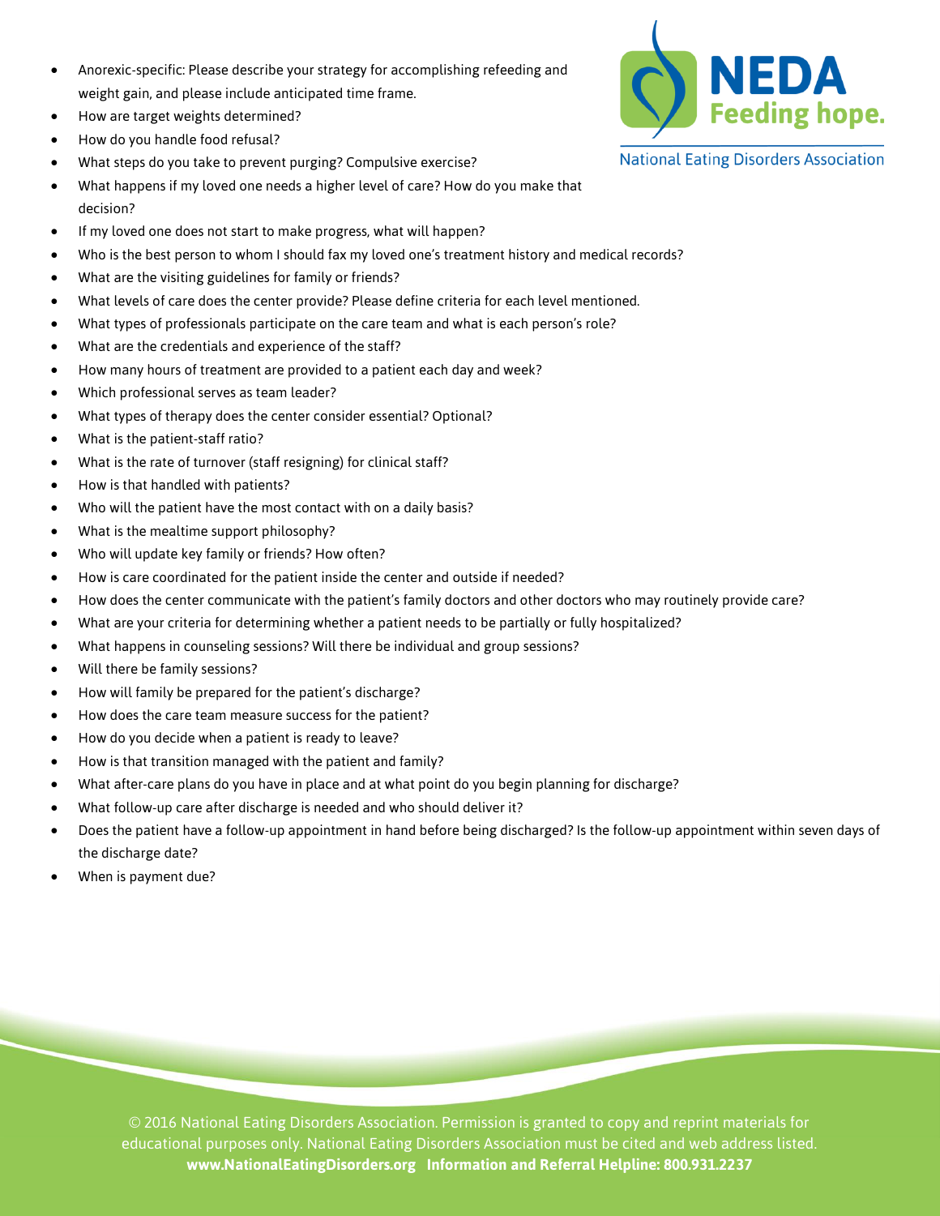- Anorexic-specific: Please describe your strategy for accomplishing refeeding and weight gain, and please include anticipated time frame.
- How are target weights determined?
- How do you handle food refusal?
- What steps do you take to prevent purging? Compulsive exercise?
- What happens if my loved one needs a higher level of care? How do you make that decision?
- If my loved one does not start to make progress, what will happen?
- Who is the best person to whom I should fax my loved one's treatment history and medical records?
- What are the visiting guidelines for family or friends?
- What levels of care does the center provide? Please define criteria for each level mentioned.
- What types of professionals participate on the care team and what is each person's role?
- What are the credentials and experience of the staff?
- How many hours of treatment are provided to a patient each day and week?
- Which professional serves as team leader?
- What types of therapy does the center consider essential? Optional?
- What is the patient-staff ratio?
- What is the rate of turnover (staff resigning) for clinical staff?
- How is that handled with patients?
- Who will the patient have the most contact with on a daily basis?
- What is the mealtime support philosophy?
- Who will update key family or friends? How often?
- How is care coordinated for the patient inside the center and outside if needed?
- How does the center communicate with the patient's family doctors and other doctors who may routinely provide care?
- What are your criteria for determining whether a patient needs to be partially or fully hospitalized?
- What happens in counseling sessions? Will there be individual and group sessions?
- Will there be family sessions?
- How will family be prepared for the patient's discharge?
- How does the care team measure success for the patient?
- How do you decide when a patient is ready to leave?
- How is that transition managed with the patient and family?
- What after-care plans do you have in place and at what point do you begin planning for discharge?
- What follow-up care after discharge is needed and who should deliver it?
- Does the patient have a follow-up appointment in hand before being discharged? Is the follow-up appointment within seven days of the discharge date?
- When is payment due?

© 2016 National Eating Disorders Association. Permission is granted to copy and reprint materials for educational purposes only. National Eating Disorders Association must be cited and web address listed.
**www.NationalEatingDisorders.org Information and Referral Helpline: 800.931.2237**